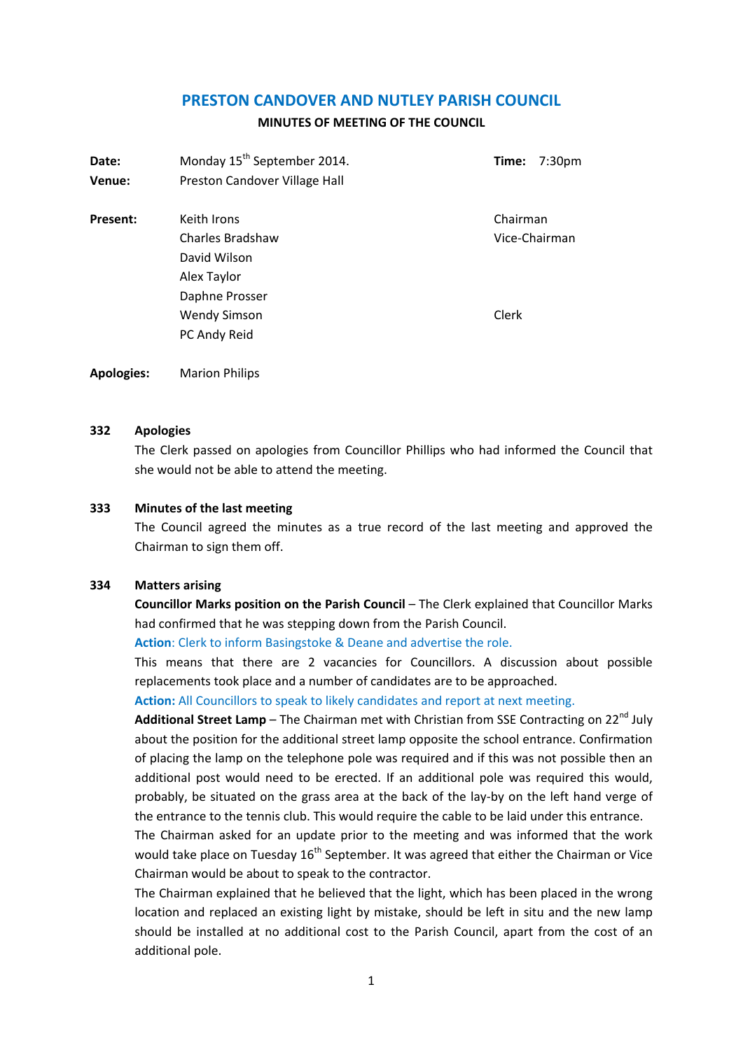# PRESTON CANDOVER AND NUTLEY PARISH COUNCIL

**MINUTES OF MEETING OF THE COUNCIL**

| | | | |
|---|---|---|---|
| **Date:** | Monday 15th September 2014. | **Time:** | 7:30pm |
| **Venue:** | Preston Candover Village Hall | | |

| | | |
|---|---|---|
| **Present:** | Keith Irons | Chairman |
| | Charles Bradshaw | Vice-Chairman |
| | David Wilson | |
| | Alex Taylor | |
| | Daphne Prosser | |
| | Wendy Simson | Clerk |
| | PC Andy Reid | |

**Apologies:** Marion Philips

**332 Apologies**

The Clerk passed on apologies from Councillor Phillips who had informed the Council that she would not be able to attend the meeting.

**333 Minutes of the last meeting**

The Council agreed the minutes as a true record of the last meeting and approved the Chairman to sign them off.

**334 Matters arising**

**Councillor Marks position on the Parish Council** – The Clerk explained that Councillor Marks had confirmed that he was stepping down from the Parish Council.

**Action**: Clerk to inform Basingstoke & Deane and advertise the role.

This means that there are 2 vacancies for Councillors. A discussion about possible replacements took place and a number of candidates are to be approached.

**Action:** All Councillors to speak to likely candidates and report at next meeting.

**Additional Street Lamp** – The Chairman met with Christian from SSE Contracting on 22nd July about the position for the additional street lamp opposite the school entrance. Confirmation of placing the lamp on the telephone pole was required and if this was not possible then an additional post would need to be erected. If an additional pole was required this would, probably, be situated on the grass area at the back of the lay-by on the left hand verge of the entrance to the tennis club. This would require the cable to be laid under this entrance.

The Chairman asked for an update prior to the meeting and was informed that the work would take place on Tuesday 16th September. It was agreed that either the Chairman or Vice Chairman would be about to speak to the contractor.

The Chairman explained that he believed that the light, which has been placed in the wrong location and replaced an existing light by mistake, should be left in situ and the new lamp should be installed at no additional cost to the Parish Council, apart from the cost of an additional pole.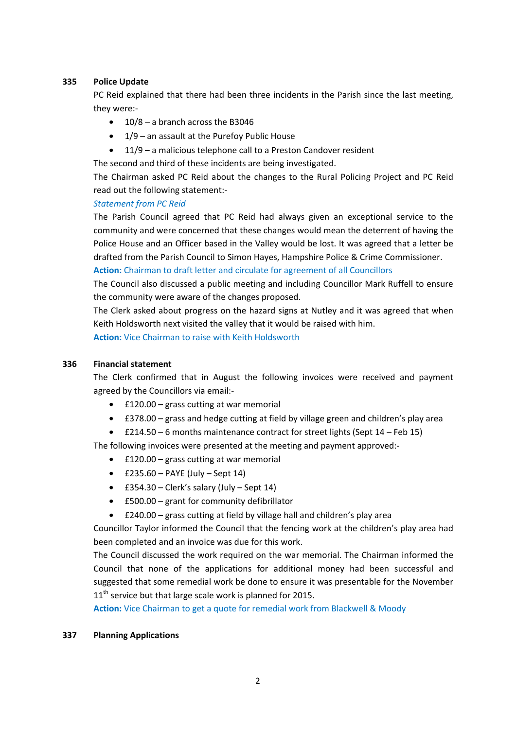### 335 Police Update

PC Reid explained that there had been three incidents in the Parish since the last meeting, they were:-

- 10/8 – a branch across the B3046
- 1/9 – an assault at the Purefoy Public House
- 11/9 – a malicious telephone call to a Preston Candover resident

The second and third of these incidents are being investigated.

The Chairman asked PC Reid about the changes to the Rural Policing Project and PC Reid read out the following statement:-

*Statement from PC Reid*

The Parish Council agreed that PC Reid had always given an exceptional service to the community and were concerned that these changes would mean the deterrent of having the Police House and an Officer based in the Valley would be lost. It was agreed that a letter be drafted from the Parish Council to Simon Hayes, Hampshire Police & Crime Commissioner.

**Action:** Chairman to draft letter and circulate for agreement of all Councillors

The Council also discussed a public meeting and including Councillor Mark Ruffell to ensure the community were aware of the changes proposed.

The Clerk asked about progress on the hazard signs at Nutley and it was agreed that when Keith Holdsworth next visited the valley that it would be raised with him.

**Action:** Vice Chairman to raise with Keith Holdsworth

### 336 Financial statement

The Clerk confirmed that in August the following invoices were received and payment agreed by the Councillors via email:-

- £120.00 – grass cutting at war memorial
- £378.00 – grass and hedge cutting at field by village green and children's play area
- £214.50 – 6 months maintenance contract for street lights (Sept 14 – Feb 15)

The following invoices were presented at the meeting and payment approved:-

- £120.00 – grass cutting at war memorial
- £235.60 – PAYE (July – Sept 14)
- £354.30 – Clerk's salary (July – Sept 14)
- £500.00 – grant for community defibrillator
- £240.00 – grass cutting at field by village hall and children's play area

Councillor Taylor informed the Council that the fencing work at the children's play area had been completed and an invoice was due for this work.

The Council discussed the work required on the war memorial. The Chairman informed the Council that none of the applications for additional money had been successful and suggested that some remedial work be done to ensure it was presentable for the November 11th service but that large scale work is planned for 2015.

**Action:** Vice Chairman to get a quote for remedial work from Blackwell & Moody

### 337 Planning Applications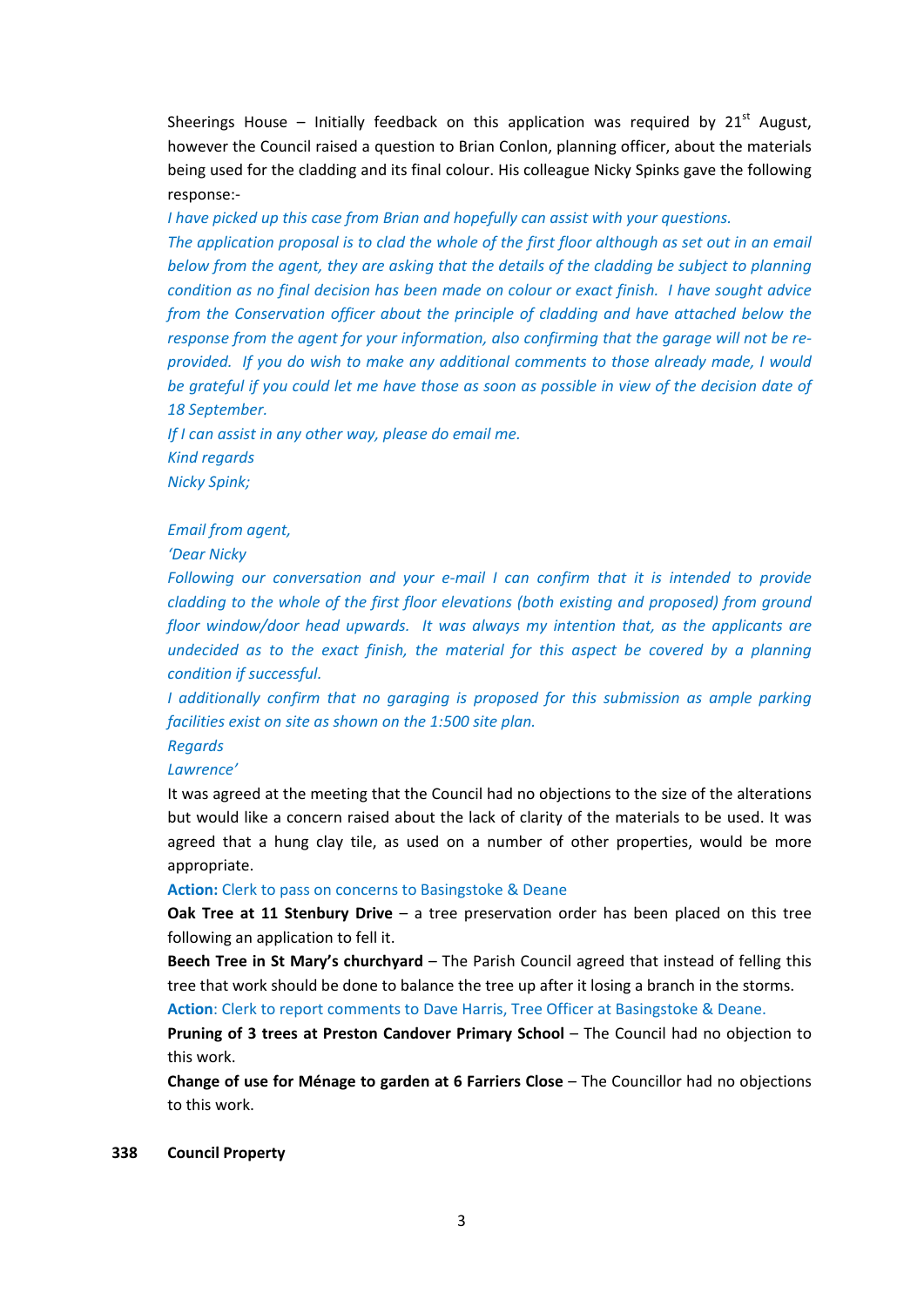Sheerings House – Initially feedback on this application was required by 21st August, however the Council raised a question to Brian Conlon, planning officer, about the materials being used for the cladding and its final colour. His colleague Nicky Spinks gave the following response:-

*I have picked up this case from Brian and hopefully can assist with your questions.*

*The application proposal is to clad the whole of the first floor although as set out in an email below from the agent, they are asking that the details of the cladding be subject to planning condition as no final decision has been made on colour or exact finish. I have sought advice from the Conservation officer about the principle of cladding and have attached below the response from the agent for your information, also confirming that the garage will not be re-provided. If you do wish to make any additional comments to those already made, I would be grateful if you could let me have those as soon as possible in view of the decision date of 18 September.*

*If I can assist in any other way, please do email me.*

*Kind regards*

*Nicky Spink;*

*Email from agent,*

*'Dear Nicky*

*Following our conversation and your e-mail I can confirm that it is intended to provide cladding to the whole of the first floor elevations (both existing and proposed) from ground floor window/door head upwards. It was always my intention that, as the applicants are undecided as to the exact finish, the material for this aspect be covered by a planning condition if successful.*

*I additionally confirm that no garaging is proposed for this submission as ample parking facilities exist on site as shown on the 1:500 site plan.*

*Regards*

*Lawrence'*

It was agreed at the meeting that the Council had no objections to the size of the alterations but would like a concern raised about the lack of clarity of the materials to be used. It was agreed that a hung clay tile, as used on a number of other properties, would be more appropriate.

**Action:** Clerk to pass on concerns to Basingstoke & Deane

**Oak Tree at 11 Stenbury Drive** – a tree preservation order has been placed on this tree following an application to fell it.

**Beech Tree in St Mary's churchyard** – The Parish Council agreed that instead of felling this tree that work should be done to balance the tree up after it losing a branch in the storms.

**Action**: Clerk to report comments to Dave Harris, Tree Officer at Basingstoke & Deane.

**Pruning of 3 trees at Preston Candover Primary School** – The Council had no objection to this work.

**Change of use for Ménage to garden at 6 Farriers Close** – The Councillor had no objections to this work.

**338 Council Property**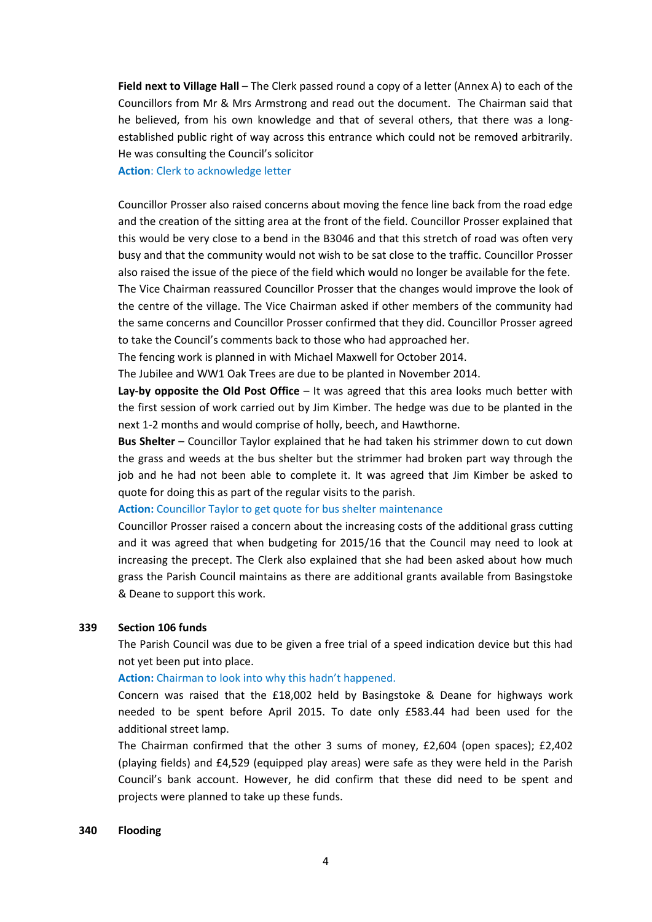**Field next to Village Hall** – The Clerk passed round a copy of a letter (Annex A) to each of the Councillors from Mr & Mrs Armstrong and read out the document. The Chairman said that he believed, from his own knowledge and that of several others, that there was a long-established public right of way across this entrance which could not be removed arbitrarily. He was consulting the Council's solicitor

**Action**: Clerk to acknowledge letter

Councillor Prosser also raised concerns about moving the fence line back from the road edge and the creation of the sitting area at the front of the field. Councillor Prosser explained that this would be very close to a bend in the B3046 and that this stretch of road was often very busy and that the community would not wish to be sat close to the traffic. Councillor Prosser also raised the issue of the piece of the field which would no longer be available for the fete. The Vice Chairman reassured Councillor Prosser that the changes would improve the look of the centre of the village. The Vice Chairman asked if other members of the community had the same concerns and Councillor Prosser confirmed that they did. Councillor Prosser agreed to take the Council's comments back to those who had approached her.

The fencing work is planned in with Michael Maxwell for October 2014.

The Jubilee and WW1 Oak Trees are due to be planted in November 2014.

**Lay-by opposite the Old Post Office** – It was agreed that this area looks much better with the first session of work carried out by Jim Kimber. The hedge was due to be planted in the next 1-2 months and would comprise of holly, beech, and Hawthorne.

**Bus Shelter** – Councillor Taylor explained that he had taken his strimmer down to cut down the grass and weeds at the bus shelter but the strimmer had broken part way through the job and he had not been able to complete it. It was agreed that Jim Kimber be asked to quote for doing this as part of the regular visits to the parish.

**Action:** Councillor Taylor to get quote for bus shelter maintenance

Councillor Prosser raised a concern about the increasing costs of the additional grass cutting and it was agreed that when budgeting for 2015/16 that the Council may need to look at increasing the precept. The Clerk also explained that she had been asked about how much grass the Parish Council maintains as there are additional grants available from Basingstoke & Deane to support this work.

**339 Section 106 funds**

The Parish Council was due to be given a free trial of a speed indication device but this had not yet been put into place.

**Action:** Chairman to look into why this hadn't happened.

Concern was raised that the £18,002 held by Basingstoke & Deane for highways work needed to be spent before April 2015. To date only £583.44 had been used for the additional street lamp.

The Chairman confirmed that the other 3 sums of money, £2,604 (open spaces); £2,402 (playing fields) and £4,529 (equipped play areas) were safe as they were held in the Parish Council's bank account. However, he did confirm that these did need to be spent and projects were planned to take up these funds.

**340 Flooding**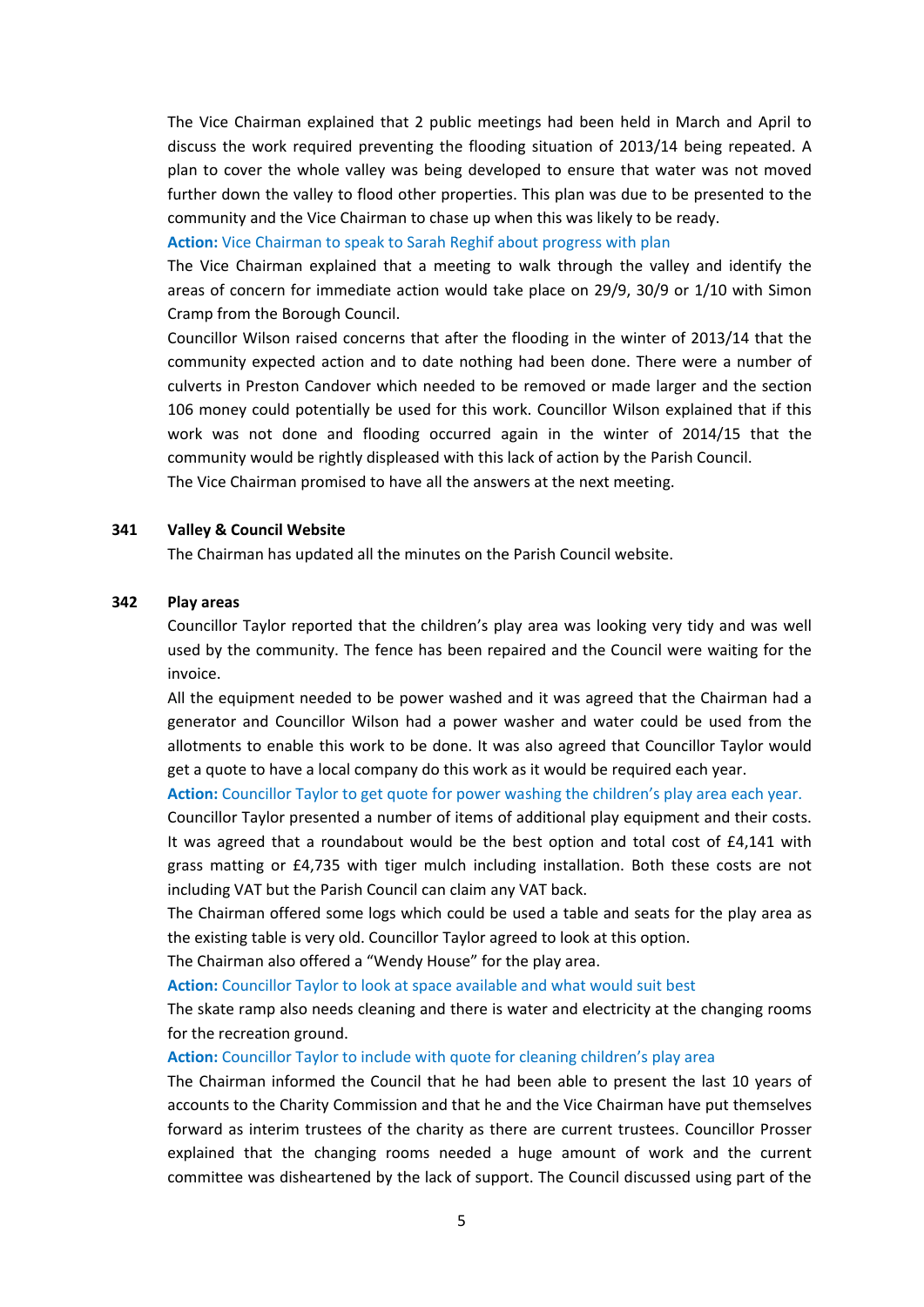The Vice Chairman explained that 2 public meetings had been held in March and April to discuss the work required preventing the flooding situation of 2013/14 being repeated. A plan to cover the whole valley was being developed to ensure that water was not moved further down the valley to flood other properties. This plan was due to be presented to the community and the Vice Chairman to chase up when this was likely to be ready.

**Action:** Vice Chairman to speak to Sarah Reghif about progress with plan

The Vice Chairman explained that a meeting to walk through the valley and identify the areas of concern for immediate action would take place on 29/9, 30/9 or 1/10 with Simon Cramp from the Borough Council.

Councillor Wilson raised concerns that after the flooding in the winter of 2013/14 that the community expected action and to date nothing had been done. There were a number of culverts in Preston Candover which needed to be removed or made larger and the section 106 money could potentially be used for this work. Councillor Wilson explained that if this work was not done and flooding occurred again in the winter of 2014/15 that the community would be rightly displeased with this lack of action by the Parish Council.

The Vice Chairman promised to have all the answers at the next meeting.

**341 Valley & Council Website**

The Chairman has updated all the minutes on the Parish Council website.

**342 Play areas**

Councillor Taylor reported that the children's play area was looking very tidy and was well used by the community. The fence has been repaired and the Council were waiting for the invoice.

All the equipment needed to be power washed and it was agreed that the Chairman had a generator and Councillor Wilson had a power washer and water could be used from the allotments to enable this work to be done. It was also agreed that Councillor Taylor would get a quote to have a local company do this work as it would be required each year.

**Action:** Councillor Taylor to get quote for power washing the children's play area each year.

Councillor Taylor presented a number of items of additional play equipment and their costs. It was agreed that a roundabout would be the best option and total cost of £4,141 with grass matting or £4,735 with tiger mulch including installation. Both these costs are not including VAT but the Parish Council can claim any VAT back.

The Chairman offered some logs which could be used a table and seats for the play area as the existing table is very old. Councillor Taylor agreed to look at this option.

The Chairman also offered a "Wendy House" for the play area.

**Action:** Councillor Taylor to look at space available and what would suit best

The skate ramp also needs cleaning and there is water and electricity at the changing rooms for the recreation ground.

**Action:** Councillor Taylor to include with quote for cleaning children's play area

The Chairman informed the Council that he had been able to present the last 10 years of accounts to the Charity Commission and that he and the Vice Chairman have put themselves forward as interim trustees of the charity as there are current trustees. Councillor Prosser explained that the changing rooms needed a huge amount of work and the current committee was disheartened by the lack of support. The Council discussed using part of the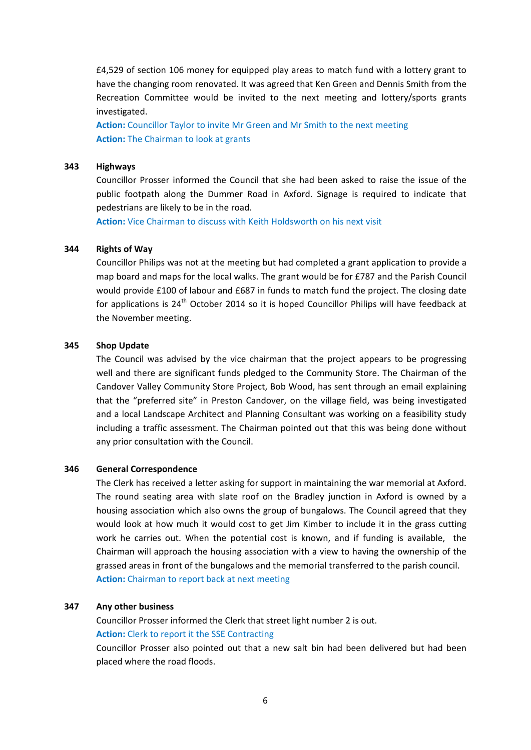£4,529 of section 106 money for equipped play areas to match fund with a lottery grant to have the changing room renovated. It was agreed that Ken Green and Dennis Smith from the Recreation Committee would be invited to the next meeting and lottery/sports grants investigated.

**Action:** Councillor Taylor to invite Mr Green and Mr Smith to the next meeting

**Action:** The Chairman to look at grants

**343 Highways**

Councillor Prosser informed the Council that she had been asked to raise the issue of the public footpath along the Dummer Road in Axford. Signage is required to indicate that pedestrians are likely to be in the road.

**Action:** Vice Chairman to discuss with Keith Holdsworth on his next visit

**344 Rights of Way**

Councillor Philips was not at the meeting but had completed a grant application to provide a map board and maps for the local walks. The grant would be for £787 and the Parish Council would provide £100 of labour and £687 in funds to match fund the project. The closing date for applications is 24th October 2014 so it is hoped Councillor Philips will have feedback at the November meeting.

**345 Shop Update**

The Council was advised by the vice chairman that the project appears to be progressing well and there are significant funds pledged to the Community Store. The Chairman of the Candover Valley Community Store Project, Bob Wood, has sent through an email explaining that the "preferred site" in Preston Candover, on the village field, was being investigated and a local Landscape Architect and Planning Consultant was working on a feasibility study including a traffic assessment. The Chairman pointed out that this was being done without any prior consultation with the Council.

**346 General Correspondence**

The Clerk has received a letter asking for support in maintaining the war memorial at Axford. The round seating area with slate roof on the Bradley junction in Axford is owned by a housing association which also owns the group of bungalows. The Council agreed that they would look at how much it would cost to get Jim Kimber to include it in the grass cutting work he carries out. When the potential cost is known, and if funding is available, the Chairman will approach the housing association with a view to having the ownership of the grassed areas in front of the bungalows and the memorial transferred to the parish council.

**Action:** Chairman to report back at next meeting

**347 Any other business**

Councillor Prosser informed the Clerk that street light number 2 is out.

**Action:** Clerk to report it the SSE Contracting

Councillor Prosser also pointed out that a new salt bin had been delivered but had been placed where the road floods.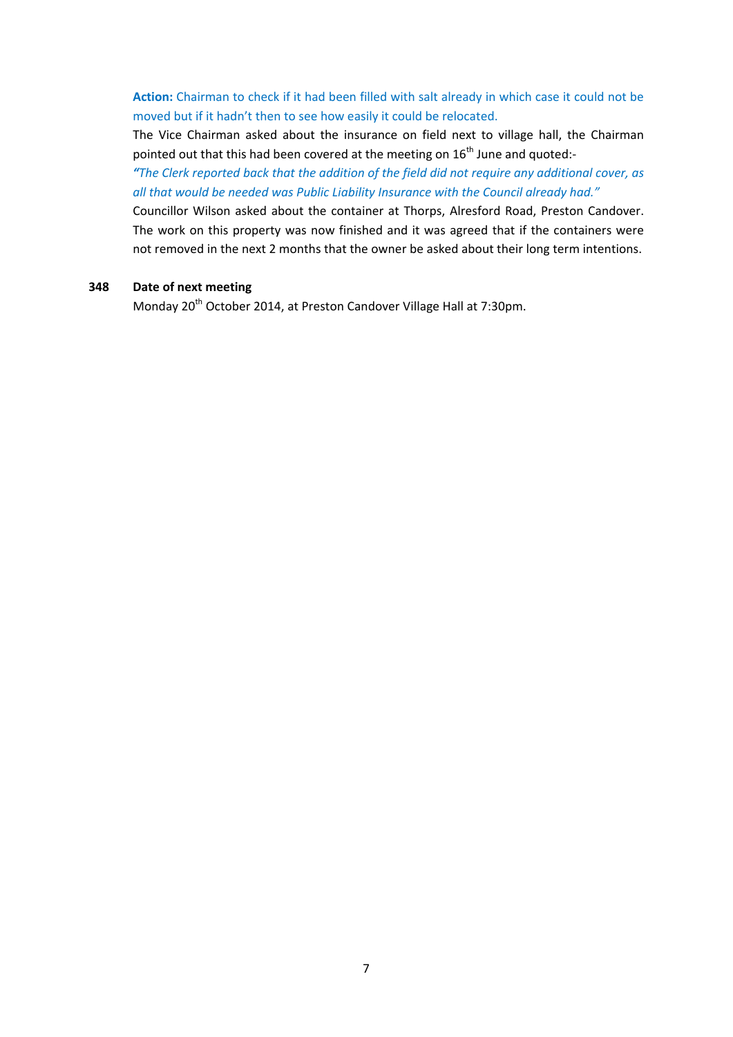**Action:** Chairman to check if it had been filled with salt already in which case it could not be moved but if it hadn't then to see how easily it could be relocated.

The Vice Chairman asked about the insurance on field next to village hall, the Chairman pointed out that this had been covered at the meeting on 16th June and quoted:-

*"The Clerk reported back that the addition of the field did not require any additional cover, as all that would be needed was Public Liability Insurance with the Council already had."*

Councillor Wilson asked about the container at Thorps, Alresford Road, Preston Candover. The work on this property was now finished and it was agreed that if the containers were not removed in the next 2 months that the owner be asked about their long term intentions.

**348 Date of next meeting**

Monday 20th October 2014, at Preston Candover Village Hall at 7:30pm.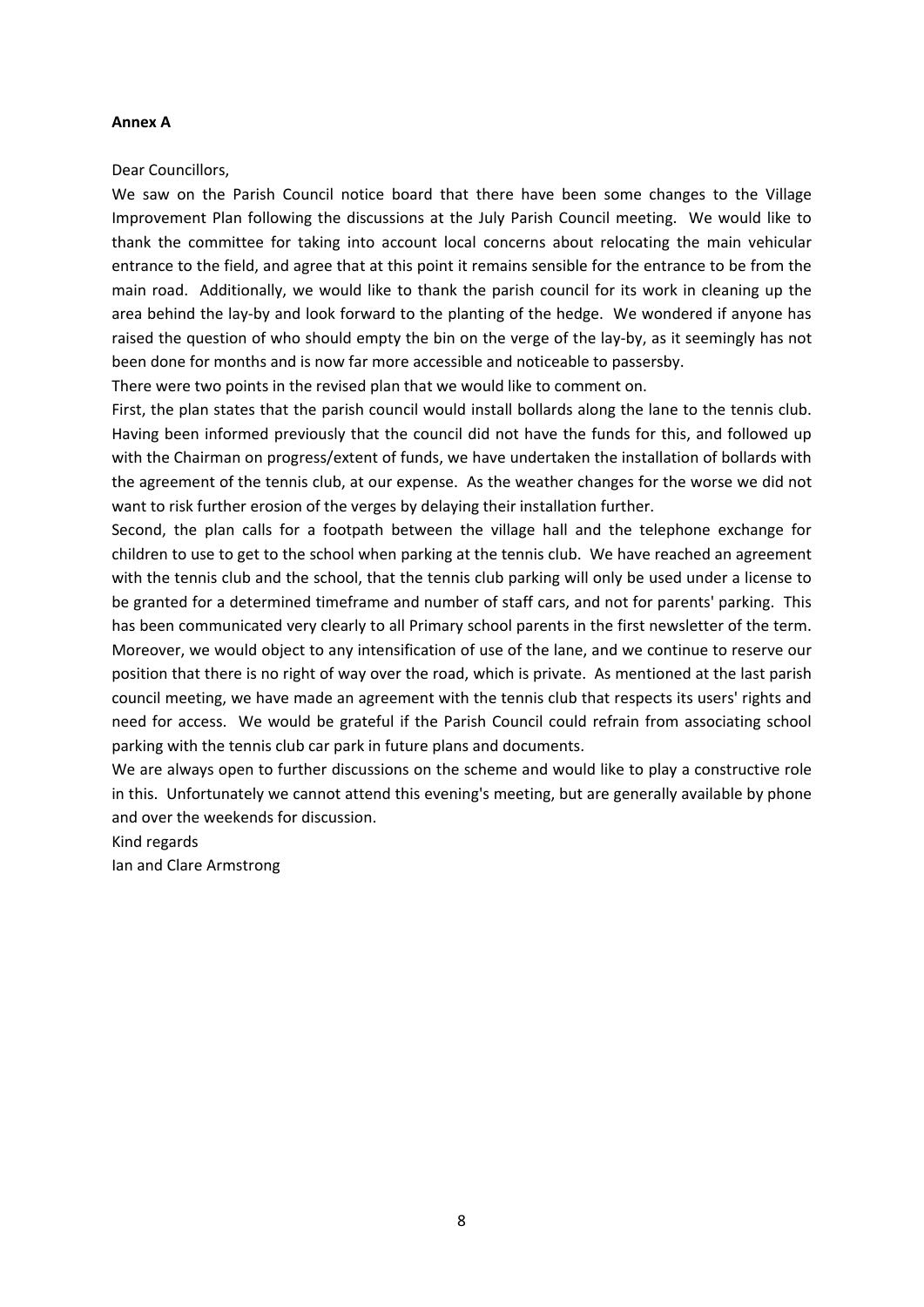**Annex A**

Dear Councillors,

We saw on the Parish Council notice board that there have been some changes to the Village Improvement Plan following the discussions at the July Parish Council meeting. We would like to thank the committee for taking into account local concerns about relocating the main vehicular entrance to the field, and agree that at this point it remains sensible for the entrance to be from the main road. Additionally, we would like to thank the parish council for its work in cleaning up the area behind the lay-by and look forward to the planting of the hedge. We wondered if anyone has raised the question of who should empty the bin on the verge of the lay-by, as it seemingly has not been done for months and is now far more accessible and noticeable to passersby.

There were two points in the revised plan that we would like to comment on.

First, the plan states that the parish council would install bollards along the lane to the tennis club. Having been informed previously that the council did not have the funds for this, and followed up with the Chairman on progress/extent of funds, we have undertaken the installation of bollards with the agreement of the tennis club, at our expense. As the weather changes for the worse we did not want to risk further erosion of the verges by delaying their installation further.

Second, the plan calls for a footpath between the village hall and the telephone exchange for children to use to get to the school when parking at the tennis club. We have reached an agreement with the tennis club and the school, that the tennis club parking will only be used under a license to be granted for a determined timeframe and number of staff cars, and not for parents' parking. This has been communicated very clearly to all Primary school parents in the first newsletter of the term. Moreover, we would object to any intensification of use of the lane, and we continue to reserve our position that there is no right of way over the road, which is private. As mentioned at the last parish council meeting, we have made an agreement with the tennis club that respects its users' rights and need for access. We would be grateful if the Parish Council could refrain from associating school parking with the tennis club car park in future plans and documents.

We are always open to further discussions on the scheme and would like to play a constructive role in this. Unfortunately we cannot attend this evening's meeting, but are generally available by phone and over the weekends for discussion.

Kind regards

Ian and Clare Armstrong